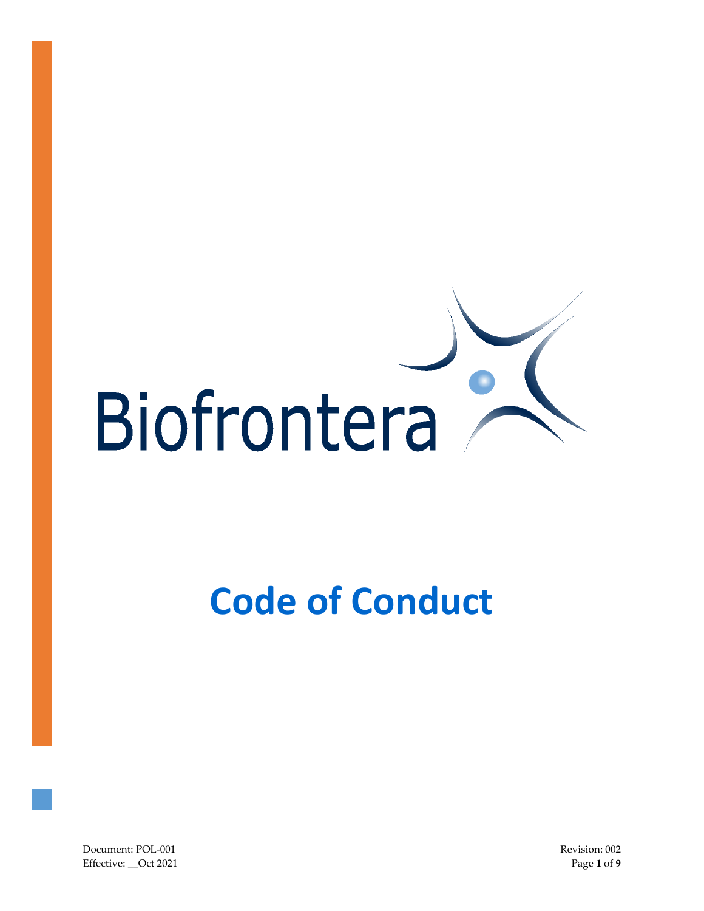Biofrontera

# Code of Conduct

Document: POL-001
Effective: __Oct 2021

Revision: 002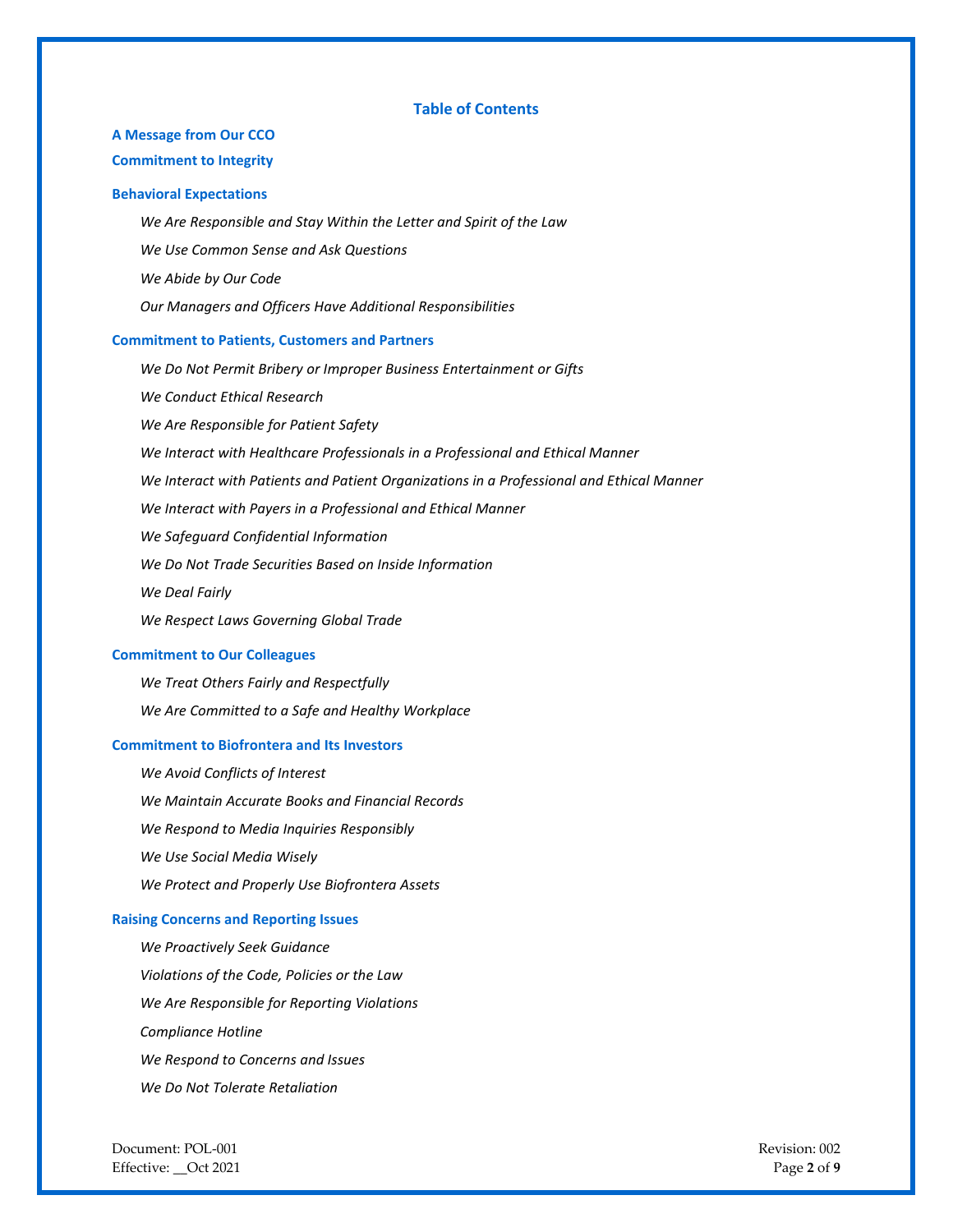## Table of Contents

**A Message from Our CCO**

**Commitment to Integrity**

**Behavioral Expectations**

- *We Are Responsible and Stay Within the Letter and Spirit of the Law*
- *We Use Common Sense and Ask Questions*
- *We Abide by Our Code*
- *Our Managers and Officers Have Additional Responsibilities*

**Commitment to Patients, Customers and Partners**

- *We Do Not Permit Bribery or Improper Business Entertainment or Gifts*
- *We Conduct Ethical Research*
- *We Are Responsible for Patient Safety*
- *We Interact with Healthcare Professionals in a Professional and Ethical Manner*
- *We Interact with Patients and Patient Organizations in a Professional and Ethical Manner*
- *We Interact with Payers in a Professional and Ethical Manner*
- *We Safeguard Confidential Information*
- *We Do Not Trade Securities Based on Inside Information*
- *We Deal Fairly*
- *We Respect Laws Governing Global Trade*

**Commitment to Our Colleagues**

- *We Treat Others Fairly and Respectfully*
- *We Are Committed to a Safe and Healthy Workplace*

**Commitment to Biofrontera and Its Investors**

- *We Avoid Conflicts of Interest*
- *We Maintain Accurate Books and Financial Records*
- *We Respond to Media Inquiries Responsibly*
- *We Use Social Media Wisely*
- *We Protect and Properly Use Biofrontera Assets*

**Raising Concerns and Reporting Issues**

- *We Proactively Seek Guidance*
- *Violations of the Code, Policies or the Law*
- *We Are Responsible for Reporting Violations*
- *Compliance Hotline*
- *We Respond to Concerns and Issues*
- *We Do Not Tolerate Retaliation*

Document: POL-001
Effective: __Oct 2021

Revision: 002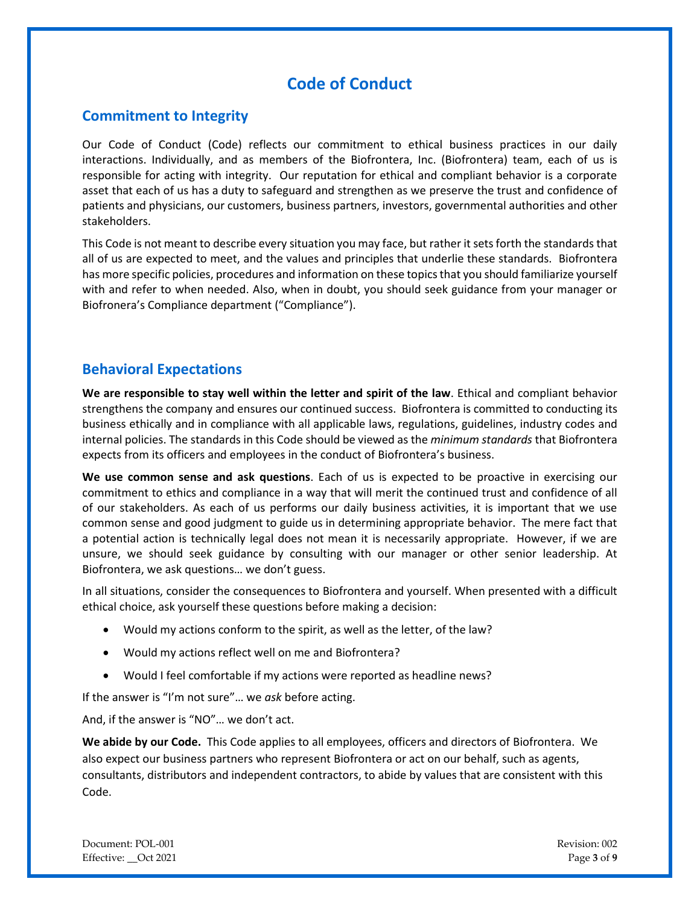# Code of Conduct

## Commitment to Integrity

Our Code of Conduct (Code) reflects our commitment to ethical business practices in our daily interactions. Individually, and as members of the Biofrontera, Inc. (Biofrontera) team, each of us is responsible for acting with integrity. Our reputation for ethical and compliant behavior is a corporate asset that each of us has a duty to safeguard and strengthen as we preserve the trust and confidence of patients and physicians, our customers, business partners, investors, governmental authorities and other stakeholders.

This Code is not meant to describe every situation you may face, but rather it sets forth the standards that all of us are expected to meet, and the values and principles that underlie these standards. Biofrontera has more specific policies, procedures and information on these topics that you should familiarize yourself with and refer to when needed. Also, when in doubt, you should seek guidance from your manager or Biofronera's Compliance department ("Compliance").

## Behavioral Expectations

**We are responsible to stay well within the letter and spirit of the law**. Ethical and compliant behavior strengthens the company and ensures our continued success. Biofrontera is committed to conducting its business ethically and in compliance with all applicable laws, regulations, guidelines, industry codes and internal policies. The standards in this Code should be viewed as the *minimum standards* that Biofrontera expects from its officers and employees in the conduct of Biofrontera's business.

**We use common sense and ask questions**. Each of us is expected to be proactive in exercising our commitment to ethics and compliance in a way that will merit the continued trust and confidence of all of our stakeholders. As each of us performs our daily business activities, it is important that we use common sense and good judgment to guide us in determining appropriate behavior. The mere fact that a potential action is technically legal does not mean it is necessarily appropriate. However, if we are unsure, we should seek guidance by consulting with our manager or other senior leadership. At Biofrontera, we ask questions… we don't guess.

In all situations, consider the consequences to Biofrontera and yourself. When presented with a difficult ethical choice, ask yourself these questions before making a decision:

- Would my actions conform to the spirit, as well as the letter, of the law?
- Would my actions reflect well on me and Biofrontera?
- Would I feel comfortable if my actions were reported as headline news?

If the answer is "I'm not sure"… we *ask* before acting.

And, if the answer is "NO"… we don't act.

**We abide by our Code.** This Code applies to all employees, officers and directors of Biofrontera. We also expect our business partners who represent Biofrontera or act on our behalf, such as agents, consultants, distributors and independent contractors, to abide by values that are consistent with this Code.

Document: POL-001
Effective: __Oct 2021

Revision: 002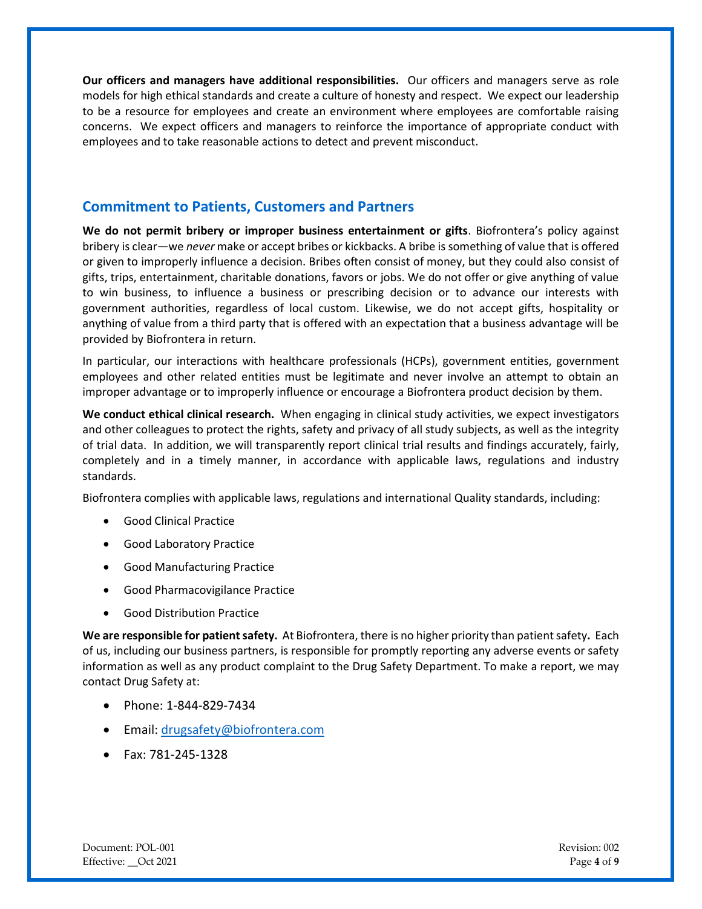**Our officers and managers have additional responsibilities.** Our officers and managers serve as role models for high ethical standards and create a culture of honesty and respect. We expect our leadership to be a resource for employees and create an environment where employees are comfortable raising concerns. We expect officers and managers to reinforce the importance of appropriate conduct with employees and to take reasonable actions to detect and prevent misconduct.

## Commitment to Patients, Customers and Partners

**We do not permit bribery or improper business entertainment or gifts**. Biofrontera's policy against bribery is clear—we *never* make or accept bribes or kickbacks. A bribe is something of value that is offered or given to improperly influence a decision. Bribes often consist of money, but they could also consist of gifts, trips, entertainment, charitable donations, favors or jobs. We do not offer or give anything of value to win business, to influence a business or prescribing decision or to advance our interests with government authorities, regardless of local custom. Likewise, we do not accept gifts, hospitality or anything of value from a third party that is offered with an expectation that a business advantage will be provided by Biofrontera in return.

In particular, our interactions with healthcare professionals (HCPs), government entities, government employees and other related entities must be legitimate and never involve an attempt to obtain an improper advantage or to improperly influence or encourage a Biofrontera product decision by them.

**We conduct ethical clinical research.** When engaging in clinical study activities, we expect investigators and other colleagues to protect the rights, safety and privacy of all study subjects, as well as the integrity of trial data. In addition, we will transparently report clinical trial results and findings accurately, fairly, completely and in a timely manner, in accordance with applicable laws, regulations and industry standards.

Biofrontera complies with applicable laws, regulations and international Quality standards, including:

- Good Clinical Practice
- Good Laboratory Practice
- Good Manufacturing Practice
- Good Pharmacovigilance Practice
- Good Distribution Practice

**We are responsible for patient safety.** At Biofrontera, there is no higher priority than patient safety**.** Each of us, including our business partners, is responsible for promptly reporting any adverse events or safety information as well as any product complaint to the Drug Safety Department. To make a report, we may contact Drug Safety at:

- Phone: 1-844-829-7434
- Email: drugsafety@biofrontera.com
- Fax: 781-245-1328

Document: POL-001 Revision: 002
Effective: __Oct 2021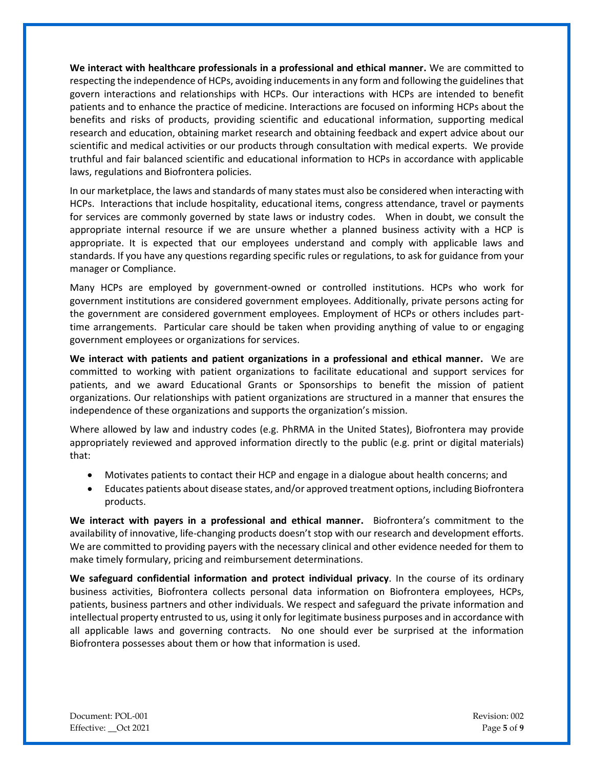**We interact with healthcare professionals in a professional and ethical manner.** We are committed to respecting the independence of HCPs, avoiding inducements in any form and following the guidelines that govern interactions and relationships with HCPs. Our interactions with HCPs are intended to benefit patients and to enhance the practice of medicine. Interactions are focused on informing HCPs about the benefits and risks of products, providing scientific and educational information, supporting medical research and education, obtaining market research and obtaining feedback and expert advice about our scientific and medical activities or our products through consultation with medical experts. We provide truthful and fair balanced scientific and educational information to HCPs in accordance with applicable laws, regulations and Biofrontera policies.

In our marketplace, the laws and standards of many states must also be considered when interacting with HCPs. Interactions that include hospitality, educational items, congress attendance, travel or payments for services are commonly governed by state laws or industry codes. When in doubt, we consult the appropriate internal resource if we are unsure whether a planned business activity with a HCP is appropriate. It is expected that our employees understand and comply with applicable laws and standards. If you have any questions regarding specific rules or regulations, to ask for guidance from your manager or Compliance.

Many HCPs are employed by government-owned or controlled institutions. HCPs who work for government institutions are considered government employees. Additionally, private persons acting for the government are considered government employees. Employment of HCPs or others includes part-time arrangements. Particular care should be taken when providing anything of value to or engaging government employees or organizations for services.

**We interact with patients and patient organizations in a professional and ethical manner.** We are committed to working with patient organizations to facilitate educational and support services for patients, and we award Educational Grants or Sponsorships to benefit the mission of patient organizations. Our relationships with patient organizations are structured in a manner that ensures the independence of these organizations and supports the organization's mission.

Where allowed by law and industry codes (e.g. PhRMA in the United States), Biofrontera may provide appropriately reviewed and approved information directly to the public (e.g. print or digital materials) that:

- Motivates patients to contact their HCP and engage in a dialogue about health concerns; and
- Educates patients about disease states, and/or approved treatment options, including Biofrontera products.

**We interact with payers in a professional and ethical manner.** Biofrontera's commitment to the availability of innovative, life-changing products doesn't stop with our research and development efforts. We are committed to providing payers with the necessary clinical and other evidence needed for them to make timely formulary, pricing and reimbursement determinations.

**We safeguard confidential information and protect individual privacy**. In the course of its ordinary business activities, Biofrontera collects personal data information on Biofrontera employees, HCPs, patients, business partners and other individuals. We respect and safeguard the private information and intellectual property entrusted to us, using it only for legitimate business purposes and in accordance with all applicable laws and governing contracts. No one should ever be surprised at the information Biofrontera possesses about them or how that information is used.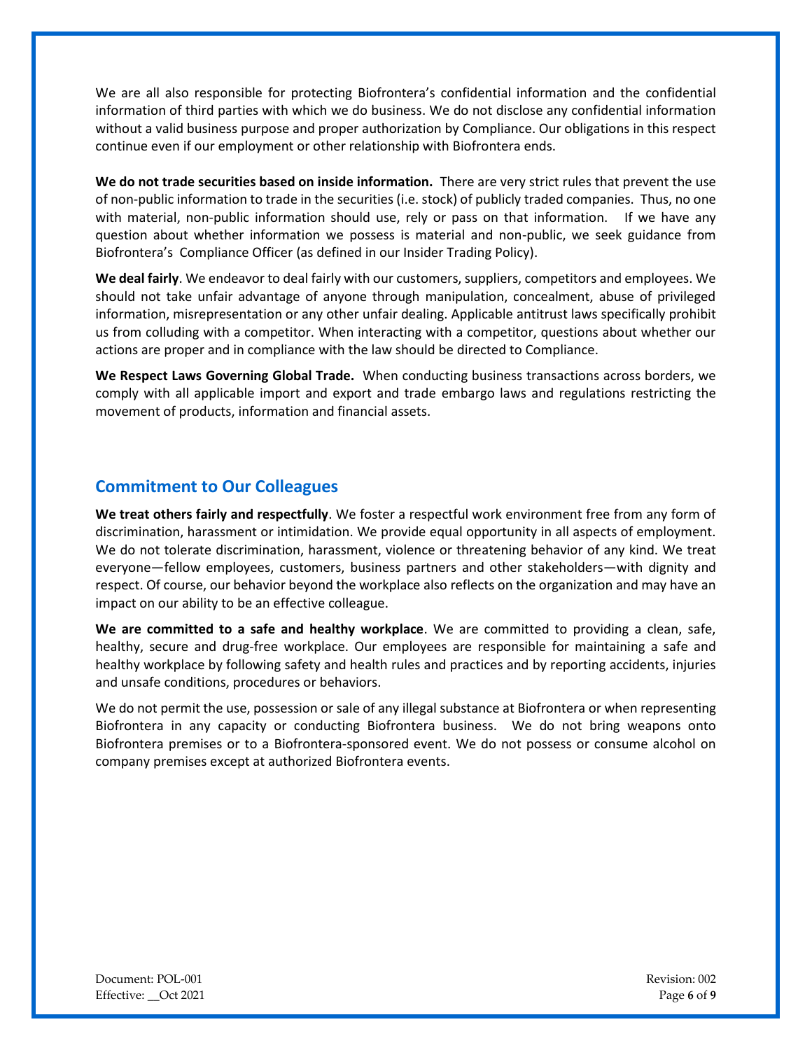We are all also responsible for protecting Biofrontera's confidential information and the confidential information of third parties with which we do business. We do not disclose any confidential information without a valid business purpose and proper authorization by Compliance. Our obligations in this respect continue even if our employment or other relationship with Biofrontera ends.

**We do not trade securities based on inside information.** There are very strict rules that prevent the use of non-public information to trade in the securities (i.e. stock) of publicly traded companies. Thus, no one with material, non-public information should use, rely or pass on that information. If we have any question about whether information we possess is material and non-public, we seek guidance from Biofrontera's Compliance Officer (as defined in our Insider Trading Policy).

**We deal fairly**. We endeavor to deal fairly with our customers, suppliers, competitors and employees. We should not take unfair advantage of anyone through manipulation, concealment, abuse of privileged information, misrepresentation or any other unfair dealing. Applicable antitrust laws specifically prohibit us from colluding with a competitor. When interacting with a competitor, questions about whether our actions are proper and in compliance with the law should be directed to Compliance.

**We Respect Laws Governing Global Trade.** When conducting business transactions across borders, we comply with all applicable import and export and trade embargo laws and regulations restricting the movement of products, information and financial assets.

## Commitment to Our Colleagues

**We treat others fairly and respectfully**. We foster a respectful work environment free from any form of discrimination, harassment or intimidation. We provide equal opportunity in all aspects of employment. We do not tolerate discrimination, harassment, violence or threatening behavior of any kind. We treat everyone—fellow employees, customers, business partners and other stakeholders—with dignity and respect. Of course, our behavior beyond the workplace also reflects on the organization and may have an impact on our ability to be an effective colleague.

**We are committed to a safe and healthy workplace**. We are committed to providing a clean, safe, healthy, secure and drug-free workplace. Our employees are responsible for maintaining a safe and healthy workplace by following safety and health rules and practices and by reporting accidents, injuries and unsafe conditions, procedures or behaviors.

We do not permit the use, possession or sale of any illegal substance at Biofrontera or when representing Biofrontera in any capacity or conducting Biofrontera business. We do not bring weapons onto Biofrontera premises or to a Biofrontera-sponsored event. We do not possess or consume alcohol on company premises except at authorized Biofrontera events.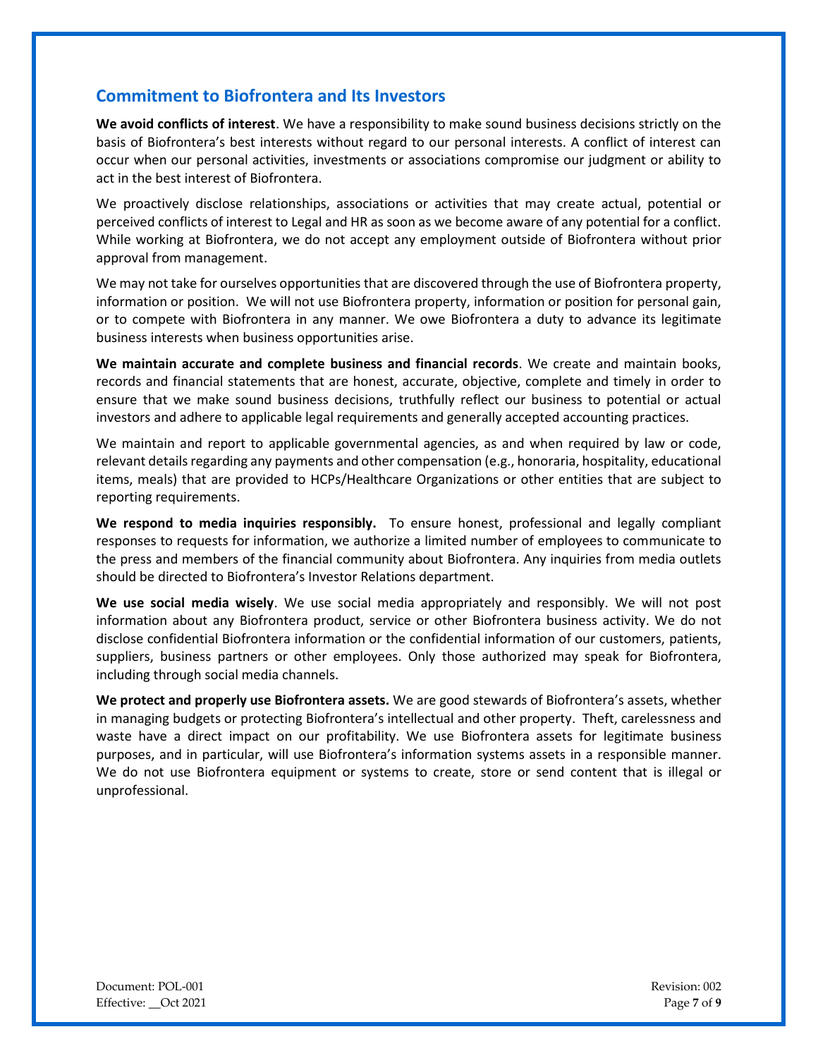## Commitment to Biofrontera and Its Investors

**We avoid conflicts of interest**. We have a responsibility to make sound business decisions strictly on the basis of Biofrontera's best interests without regard to our personal interests. A conflict of interest can occur when our personal activities, investments or associations compromise our judgment or ability to act in the best interest of Biofrontera.

We proactively disclose relationships, associations or activities that may create actual, potential or perceived conflicts of interest to Legal and HR as soon as we become aware of any potential for a conflict. While working at Biofrontera, we do not accept any employment outside of Biofrontera without prior approval from management.

We may not take for ourselves opportunities that are discovered through the use of Biofrontera property, information or position. We will not use Biofrontera property, information or position for personal gain, or to compete with Biofrontera in any manner. We owe Biofrontera a duty to advance its legitimate business interests when business opportunities arise.

**We maintain accurate and complete business and financial records**. We create and maintain books, records and financial statements that are honest, accurate, objective, complete and timely in order to ensure that we make sound business decisions, truthfully reflect our business to potential or actual investors and adhere to applicable legal requirements and generally accepted accounting practices.

We maintain and report to applicable governmental agencies, as and when required by law or code, relevant details regarding any payments and other compensation (e.g., honoraria, hospitality, educational items, meals) that are provided to HCPs/Healthcare Organizations or other entities that are subject to reporting requirements.

**We respond to media inquiries responsibly.** To ensure honest, professional and legally compliant responses to requests for information, we authorize a limited number of employees to communicate to the press and members of the financial community about Biofrontera. Any inquiries from media outlets should be directed to Biofrontera's Investor Relations department.

**We use social media wisely**. We use social media appropriately and responsibly. We will not post information about any Biofrontera product, service or other Biofrontera business activity. We do not disclose confidential Biofrontera information or the confidential information of our customers, patients, suppliers, business partners or other employees. Only those authorized may speak for Biofrontera, including through social media channels.

**We protect and properly use Biofrontera assets.** We are good stewards of Biofrontera's assets, whether in managing budgets or protecting Biofrontera's intellectual and other property. Theft, carelessness and waste have a direct impact on our profitability. We use Biofrontera assets for legitimate business purposes, and in particular, will use Biofrontera's information systems assets in a responsible manner. We do not use Biofrontera equipment or systems to create, store or send content that is illegal or unprofessional.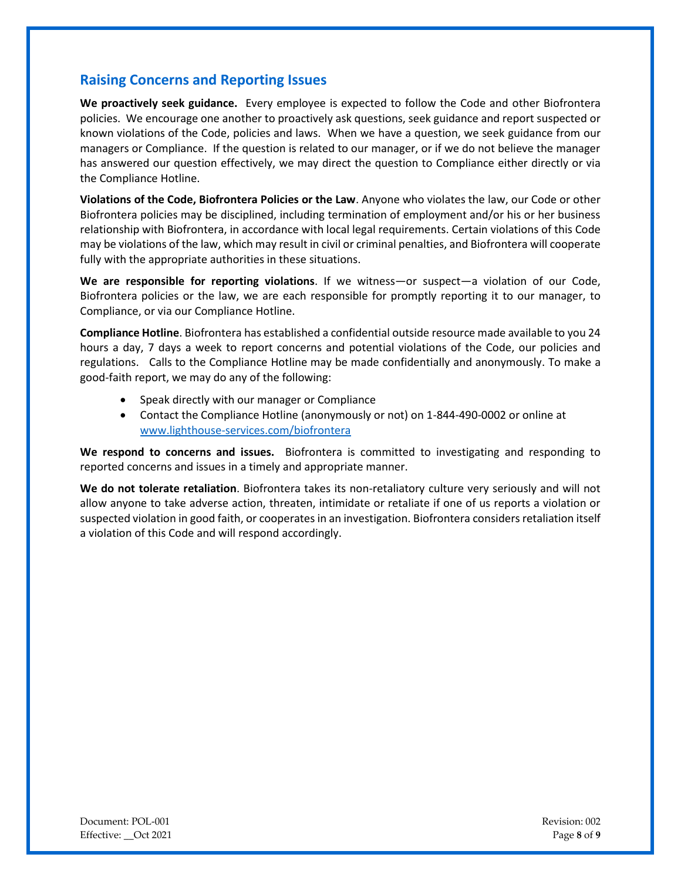## Raising Concerns and Reporting Issues

**We proactively seek guidance.** Every employee is expected to follow the Code and other Biofrontera policies. We encourage one another to proactively ask questions, seek guidance and report suspected or known violations of the Code, policies and laws. When we have a question, we seek guidance from our managers or Compliance. If the question is related to our manager, or if we do not believe the manager has answered our question effectively, we may direct the question to Compliance either directly or via the Compliance Hotline.

**Violations of the Code, Biofrontera Policies or the Law**. Anyone who violates the law, our Code or other Biofrontera policies may be disciplined, including termination of employment and/or his or her business relationship with Biofrontera, in accordance with local legal requirements. Certain violations of this Code may be violations of the law, which may result in civil or criminal penalties, and Biofrontera will cooperate fully with the appropriate authorities in these situations.

**We are responsible for reporting violations**. If we witness—or suspect—a violation of our Code, Biofrontera policies or the law, we are each responsible for promptly reporting it to our manager, to Compliance, or via our Compliance Hotline.

**Compliance Hotline**. Biofrontera has established a confidential outside resource made available to you 24 hours a day, 7 days a week to report concerns and potential violations of the Code, our policies and regulations. Calls to the Compliance Hotline may be made confidentially and anonymously. To make a good-faith report, we may do any of the following:

- Speak directly with our manager or Compliance
- Contact the Compliance Hotline (anonymously or not) on 1-844-490-0002 or online at www.lighthouse-services.com/biofrontera

**We respond to concerns and issues.** Biofrontera is committed to investigating and responding to reported concerns and issues in a timely and appropriate manner.

**We do not tolerate retaliation**. Biofrontera takes its non-retaliatory culture very seriously and will not allow anyone to take adverse action, threaten, intimidate or retaliate if one of us reports a violation or suspected violation in good faith, or cooperates in an investigation. Biofrontera considers retaliation itself a violation of this Code and will respond accordingly.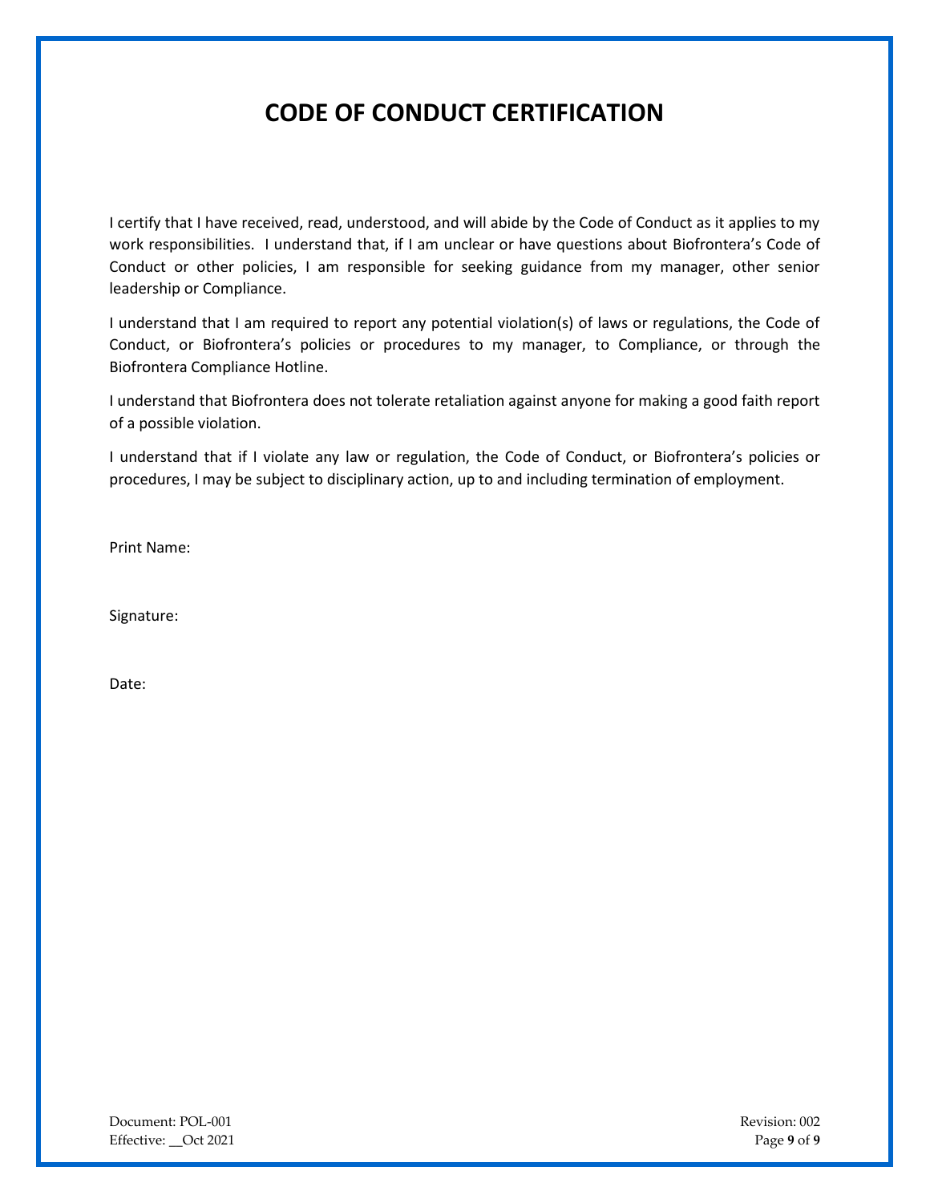# CODE OF CONDUCT CERTIFICATION

I certify that I have received, read, understood, and will abide by the Code of Conduct as it applies to my work responsibilities. I understand that, if I am unclear or have questions about Biofrontera's Code of Conduct or other policies, I am responsible for seeking guidance from my manager, other senior leadership or Compliance.

I understand that I am required to report any potential violation(s) of laws or regulations, the Code of Conduct, or Biofrontera's policies or procedures to my manager, to Compliance, or through the Biofrontera Compliance Hotline.

I understand that Biofrontera does not tolerate retaliation against anyone for making a good faith report of a possible violation.

I understand that if I violate any law or regulation, the Code of Conduct, or Biofrontera's policies or procedures, I may be subject to disciplinary action, up to and including termination of employment.

Print Name:

Signature:

Date: